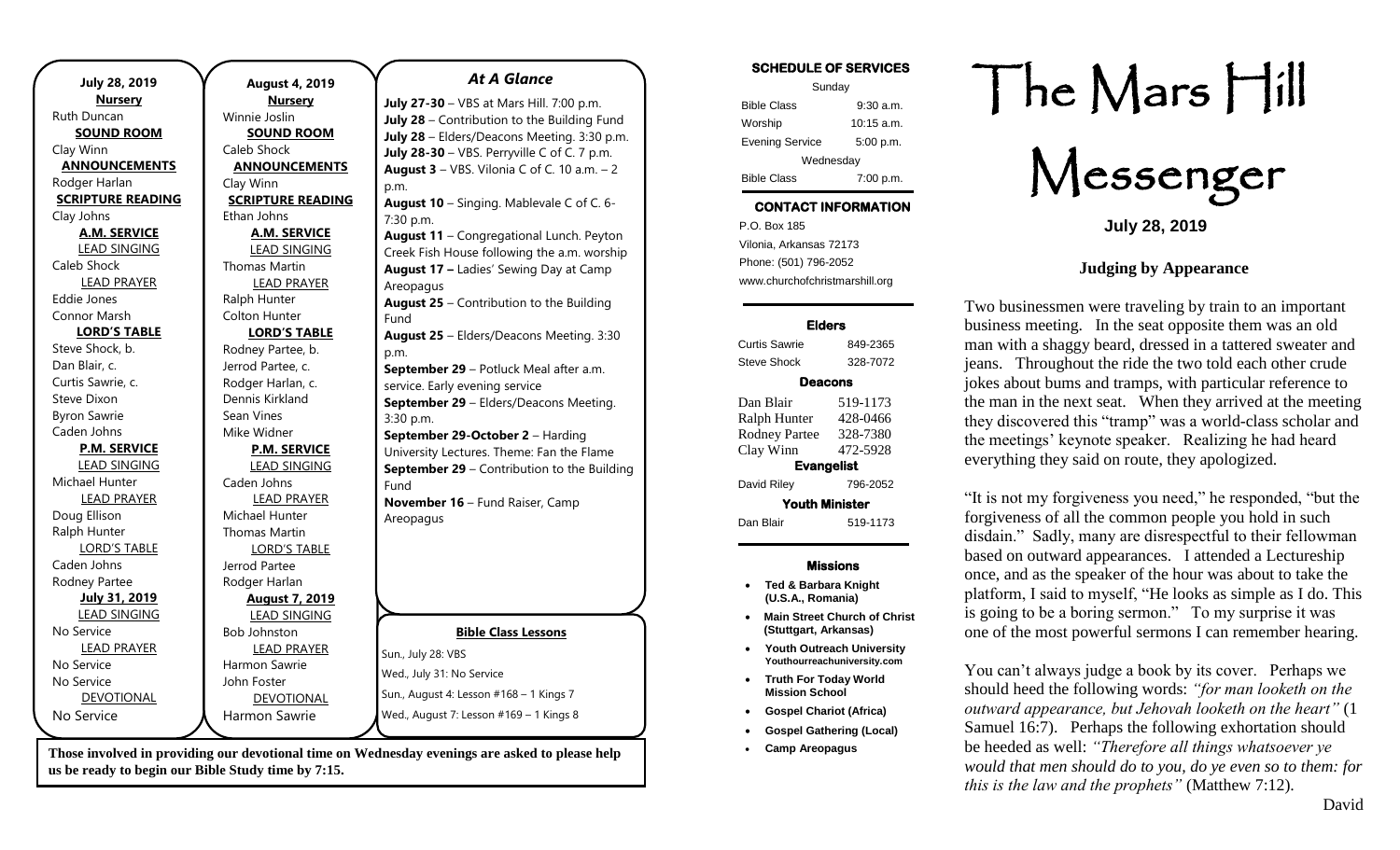**July 28, 2019**

**Nursery**
Ruth Duncan

**SOUND ROOM**
Clay Winn

**ANNOUNCEMENTS**
Rodger Harlan

**SCRIPTURE READING**
Clay Johns

**A.M. SERVICE**

LEAD SINGING
Caleb Shock

LEAD PRAYER
Eddie Jones
Connor Marsh

**LORD'S TABLE**
Steve Shock, b.
Dan Blair, c.
Curtis Sawrie, c.
Steve Dixon
Byron Sawrie
Caden Johns

**P.M. SERVICE**

LEAD SINGING
Michael Hunter

LEAD PRAYER
Doug Ellison
Ralph Hunter

LORD'S TABLE
Caden Johns
Rodney Partee

**July 31, 2019**

LEAD SINGING
No Service

LEAD PRAYER
No Service
No Service

DEVOTIONAL
No Service

**August 4, 2019**

**Nursery**
Winnie Joslin

**SOUND ROOM**
Caleb Shock

**ANNOUNCEMENTS**
Clay Winn

**SCRIPTURE READING**
Ethan Johns

**A.M. SERVICE**

LEAD SINGING
Thomas Martin

LEAD PRAYER
Ralph Hunter
Colton Hunter

**LORD'S TABLE**
Rodney Partee, b.
Jerrod Partee, c.
Rodger Harlan, c.
Dennis Kirkland
Sean Vines
Mike Widner

**P.M. SERVICE**

LEAD SINGING
Caden Johns

LEAD PRAYER
Michael Hunter
Thomas Martin

LORD'S TABLE
Jerrod Partee
Rodger Harlan

**August 7, 2019**

LEAD SINGING
Bob Johnston

LEAD PRAYER
Harmon Sawrie
John Foster

DEVOTIONAL
Harmon Sawrie

## *At A Glance*

**July 27-30** – VBS at Mars Hill. 7:00 p.m.
**July 28** – Contribution to the Building Fund
**July 28** – Elders/Deacons Meeting. 3:30 p.m.
**July 28-30** – VBS. Perryville C of C. 7 p.m.
**August 3** – VBS. Vilonia C of C. 10 a.m. – 2 p.m.
**August 10** – Singing. Mablevale C of C. 6-7:30 p.m.
**August 11** – Congregational Lunch. Peyton Creek Fish House following the a.m. worship
**August 17 –** Ladies' Sewing Day at Camp Areopagus
**August 25** – Contribution to the Building Fund
**August 25** – Elders/Deacons Meeting. 3:30 p.m.
**September 29** – Potluck Meal after a.m. service. Early evening service
**September 29** – Elders/Deacons Meeting. 3:30 p.m.
**September 29-October 2** – Harding University Lectures. Theme: Fan the Flame
**September 29** – Contribution to the Building Fund
**November 16** – Fund Raiser, Camp Areopagus

**Bible Class Lessons**

Sun., July 28: VBS
Wed., July 31: No Service
Sun., August 4: Lesson #168 – 1 Kings 7
Wed., August 7: Lesson #169 – 1 Kings 8

**Those involved in providing our devotional time on Wednesday evenings are asked to please help us be ready to begin our Bible Study time by 7:15.**

**SCHEDULE OF SERVICES**

| Sunday | |
|---|---|
| Bible Class | 9:30 a.m. |
| Worship | 10:15 a.m. |
| Evening Service | 5:00 p.m. |
| Wednesday | |
| Bible Class | 7:00 p.m. |

**CONTACT INFORMATION**

P.O. Box 185
Vilonia, Arkansas 72173
Phone: (501) 796-2052
www.churchofchristmarshill.org

**Elders**

| | |
|---|---|
| Curtis Sawrie | 849-2365 |
| Steve Shock | 328-7072 |

**Deacons**

| | |
|---|---|
| Dan Blair | 519-1173 |
| Ralph Hunter | 428-0466 |
| Rodney Partee | 328-7380 |
| Clay Winn | 472-5928 |

**Evangelist**

| | |
|---|---|
| David Riley | 796-2052 |

**Youth Minister**

| | |
|---|---|
| Dan Blair | 519-1173 |

**Missions**

- **Ted & Barbara Knight (U.S.A., Romania)**
- **Main Street Church of Christ (Stuttgart, Arkansas)**
- **Youth Outreach University Youthourreachuniversity.com**
- **Truth For Today World Mission School**
- **Gospel Chariot (Africa)**
- **Gospel Gathering (Local)**
- **Camp Areopagus**

# The Mars Hill Messenger

**July 28, 2019**

## Judging by Appearance

Two businessmen were traveling by train to an important business meeting. In the seat opposite them was an old man with a shaggy beard, dressed in a tattered sweater and jeans. Throughout the ride the two told each other crude jokes about bums and tramps, with particular reference to the man in the next seat. When they arrived at the meeting they discovered this "tramp" was a world-class scholar and the meetings' keynote speaker. Realizing he had heard everything they said on route, they apologized.

"It is not my forgiveness you need," he responded, "but the forgiveness of all the common people you hold in such disdain." Sadly, many are disrespectful to their fellowman based on outward appearances. I attended a Lectureship once, and as the speaker of the hour was about to take the platform, I said to myself, "He looks as simple as I do. This is going to be a boring sermon." To my surprise it was one of the most powerful sermons I can remember hearing.

You can't always judge a book by its cover. Perhaps we should heed the following words: *"for man looketh on the outward appearance, but Jehovah looketh on the heart"* (1 Samuel 16:7). Perhaps the following exhortation should be heeded as well: *"Therefore all things whatsoever ye would that men should do to you, do ye even so to them: for this is the law and the prophets"* (Matthew 7:12).

David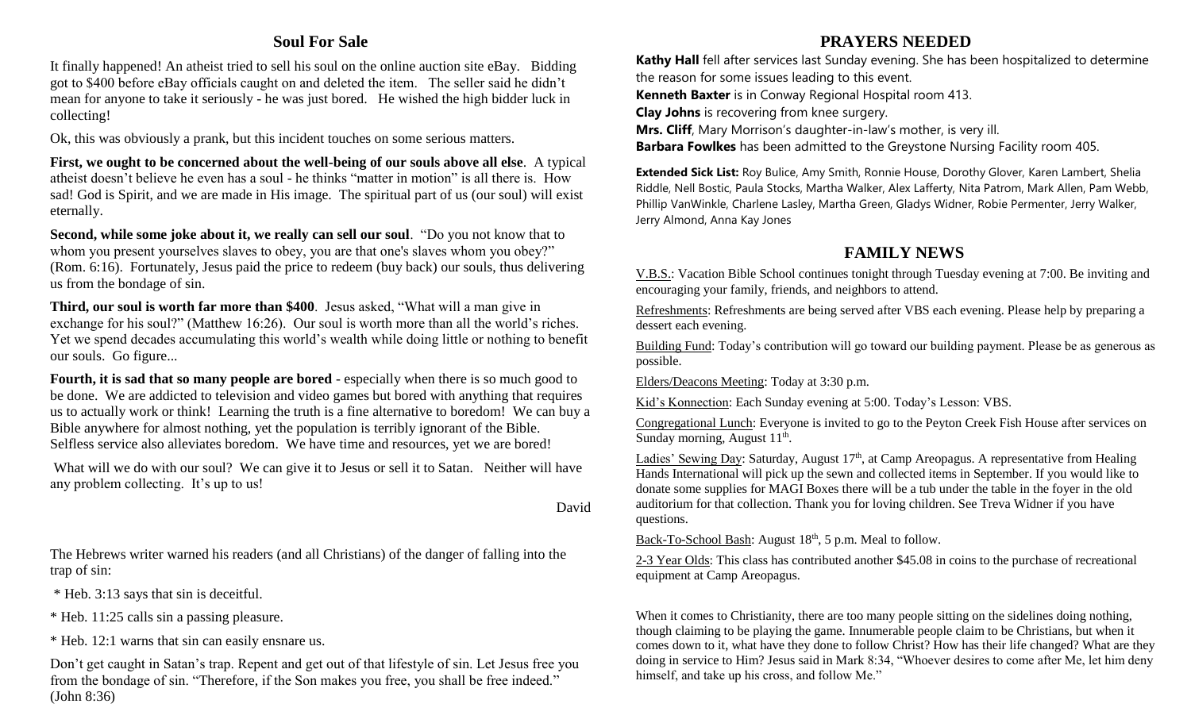## Soul For Sale

It finally happened! An atheist tried to sell his soul on the online auction site eBay. Bidding got to $400 before eBay officials caught on and deleted the item. The seller said he didn't mean for anyone to take it seriously - he was just bored. He wished the high bidder luck in collecting!

Ok, this was obviously a prank, but this incident touches on some serious matters.

**First, we ought to be concerned about the well-being of our souls above all else**. A typical atheist doesn't believe he even has a soul - he thinks "matter in motion" is all there is. How sad! God is Spirit, and we are made in His image. The spiritual part of us (our soul) will exist eternally.

**Second, while some joke about it, we really can sell our soul**. "Do you not know that to whom you present yourselves slaves to obey, you are that one's slaves whom you obey?" (Rom. 6:16). Fortunately, Jesus paid the price to redeem (buy back) our souls, thus delivering us from the bondage of sin.

**Third, our soul is worth far more than $400**. Jesus asked, "What will a man give in exchange for his soul?" (Matthew 16:26). Our soul is worth more than all the world's riches. Yet we spend decades accumulating this world's wealth while doing little or nothing to benefit our souls. Go figure...

**Fourth, it is sad that so many people are bored** - especially when there is so much good to be done. We are addicted to television and video games but bored with anything that requires us to actually work or think! Learning the truth is a fine alternative to boredom! We can buy a Bible anywhere for almost nothing, yet the population is terribly ignorant of the Bible. Selfless service also alleviates boredom. We have time and resources, yet we are bored!

What will we do with our soul? We can give it to Jesus or sell it to Satan. Neither will have any problem collecting. It's up to us!

David

The Hebrews writer warned his readers (and all Christians) of the danger of falling into the trap of sin:

* Heb. 3:13 says that sin is deceitful.

* Heb. 11:25 calls sin a passing pleasure.

* Heb. 12:1 warns that sin can easily ensnare us.

Don't get caught in Satan's trap. Repent and get out of that lifestyle of sin. Let Jesus free you from the bondage of sin. "Therefore, if the Son makes you free, you shall be free indeed." (John 8:36)

## PRAYERS NEEDED

**Kathy Hall** fell after services last Sunday evening. She has been hospitalized to determine the reason for some issues leading to this event.

**Kenneth Baxter** is in Conway Regional Hospital room 413.

**Clay Johns** is recovering from knee surgery.

**Mrs. Cliff**, Mary Morrison's daughter-in-law's mother, is very ill.

**Barbara Fowlkes** has been admitted to the Greystone Nursing Facility room 405.

**Extended Sick List:** Roy Bulice, Amy Smith, Ronnie House, Dorothy Glover, Karen Lambert, Shelia Riddle, Nell Bostic, Paula Stocks, Martha Walker, Alex Lafferty, Nita Patrom, Mark Allen, Pam Webb, Phillip VanWinkle, Charlene Lasley, Martha Green, Gladys Widner, Robie Permenter, Jerry Walker, Jerry Almond, Anna Kay Jones

## FAMILY NEWS

V.B.S.: Vacation Bible School continues tonight through Tuesday evening at 7:00. Be inviting and encouraging your family, friends, and neighbors to attend.

Refreshments: Refreshments are being served after VBS each evening. Please help by preparing a dessert each evening.

Building Fund: Today's contribution will go toward our building payment. Please be as generous as possible.

Elders/Deacons Meeting: Today at 3:30 p.m.

Kid's Konnection: Each Sunday evening at 5:00. Today's Lesson: VBS.

Congregational Lunch: Everyone is invited to go to the Peyton Creek Fish House after services on Sunday morning, August 11th.

Ladies' Sewing Day: Saturday, August 17th, at Camp Areopagus. A representative from Healing Hands International will pick up the sewn and collected items in September. If you would like to donate some supplies for MAGI Boxes there will be a tub under the table in the foyer in the old auditorium for that collection. Thank you for loving children. See Treva Widner if you have questions.

Back-To-School Bash: August 18th, 5 p.m. Meal to follow.

2-3 Year Olds: This class has contributed another $45.08 in coins to the purchase of recreational equipment at Camp Areopagus.

When it comes to Christianity, there are too many people sitting on the sidelines doing nothing, though claiming to be playing the game. Innumerable people claim to be Christians, but when it comes down to it, what have they done to follow Christ? How has their life changed? What are they doing in service to Him? Jesus said in Mark 8:34, "Whoever desires to come after Me, let him deny himself, and take up his cross, and follow Me."